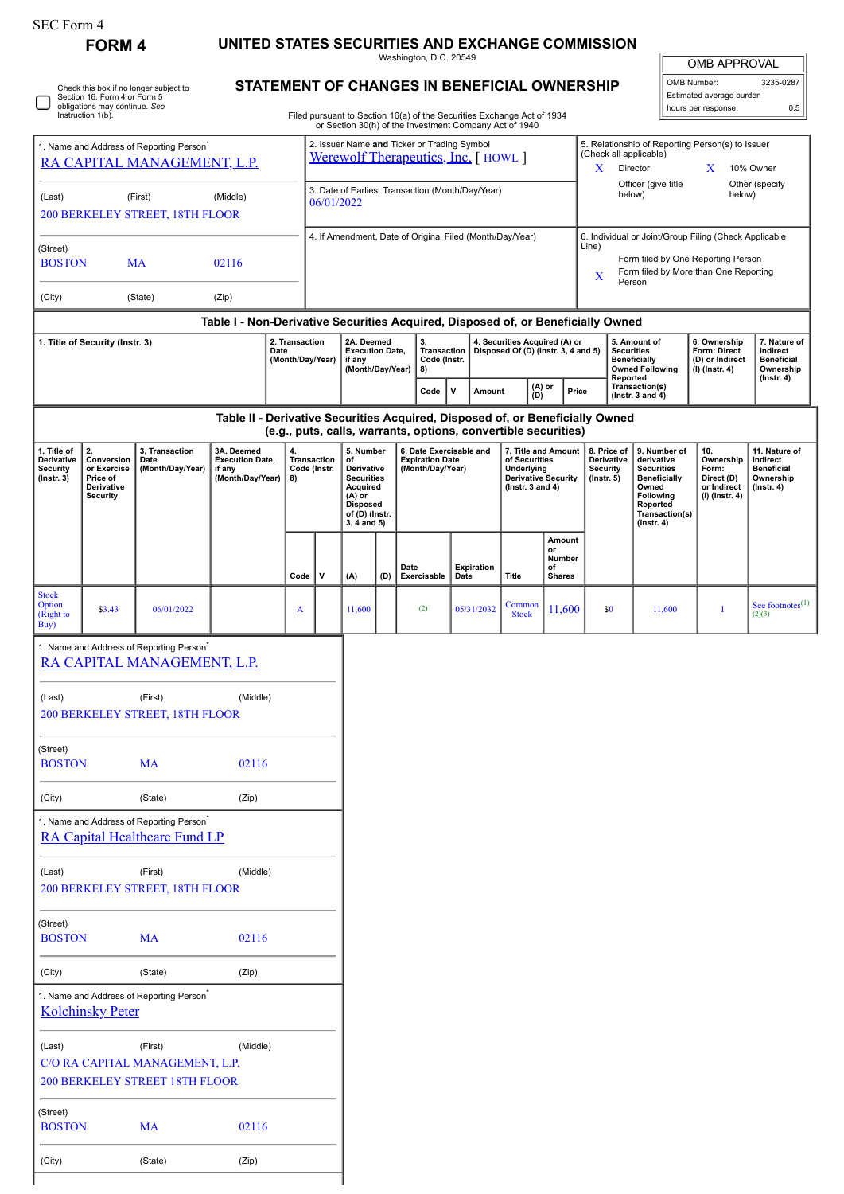SEC Form 4

**FORM 4**

# UNITED STATES SECURITIES AND EXCHANGE COMMISSION

Washington, D.C. 20549

| OMB APPROVAL | |
|---|---|
| OMB Number: | 3235-0287 |
| Estimated average burden | |
| hours per response: | 0.5 |

☐ Check this box if no longer subject to Section 16. Form 4 or Form 5 obligations may continue. *See* Instruction 1(b).

## STATEMENT OF CHANGES IN BENEFICIAL OWNERSHIP

Filed pursuant to Section 16(a) of the Securities Exchange Act of 1934 or Section 30(h) of the Investment Company Act of 1940

1. Name and Address of Reporting Person*
RA CAPITAL MANAGEMENT, L.P.

(Last) (First) (Middle)
200 BERKELEY STREET, 18TH FLOOR

(Street)
BOSTON MA 02116

(City) (State) (Zip)

2. Issuer Name **and** Ticker or Trading Symbol
Werewolf Therapeutics, Inc. [ HOWL ]

3. Date of Earliest Transaction (Month/Day/Year)
06/01/2022

4. If Amendment, Date of Original Filed (Month/Day/Year)

5. Relationship of Reporting Person(s) to Issuer (Check all applicable)
X Director
X 10% Owner
Officer (give title below)
Other (specify below)

6. Individual or Joint/Group Filing (Check Applicable Line)
Form filed by One Reporting Person
X Form filed by More than One Reporting Person

### Table I - Non-Derivative Securities Acquired, Disposed of, or Beneficially Owned

| 1. Title of Security (Instr. 3) | 2. Transaction Date (Month/Day/Year) | 2A. Deemed Execution Date, if any (Month/Day/Year) | 3. Transaction Code (Instr. 8) | | 4. Securities Acquired (A) or Disposed Of (D) (Instr. 3, 4 and 5) | | | 5. Amount of Securities Beneficially Owned Following Reported Transaction(s) (Instr. 3 and 4) | 6. Ownership Form: Direct (D) or Indirect (I) (Instr. 4) | 7. Nature of Indirect Beneficial Ownership (Instr. 4) |
|---|---|---|---|---|---|---|---|---|---|---|
| | | | Code | V | Amount | (A) or (D) | Price | | | |

### Table II - Derivative Securities Acquired, Disposed of, or Beneficially Owned (e.g., puts, calls, warrants, options, convertible securities)

| 1. Title of Derivative Security (Instr. 3) | 2. Conversion or Exercise Price of Derivative Security | 3. Transaction Date (Month/Day/Year) | 3A. Deemed Execution Date, if any (Month/Day/Year) | 4. Transaction Code (Instr. 8) | | 5. Number of Derivative Securities Acquired (A) or Disposed of (D) (Instr. 3, 4 and 5) | | 6. Date Exercisable and Expiration Date (Month/Day/Year) | | 7. Title and Amount of Securities Underlying Derivative Security (Instr. 3 and 4) | | 8. Price of Derivative Security (Instr. 5) | 9. Number of derivative Securities Beneficially Owned Following Reported Transaction(s) (Instr. 4) | 10. Ownership Form: Direct (D) or Indirect (I) (Instr. 4) | 11. Nature of Indirect Beneficial Ownership (Instr. 4) |
|---|---|---|---|---|---|---|---|---|---|---|---|---|---|---|---|
| | | | | Code | V | (A) | (D) | Date Exercisable | Expiration Date | Title | Amount or Number of Shares | | | | |
| Stock Option (Right to Buy) | $3.43 | 06/01/2022 | | A | | 11,600 | | (2) | 05/31/2032 | Common Stock | 11,600 | $0 | 11,600 | I | See footnotes[(1)(2)(3)] |

1. Name and Address of Reporting Person*
RA CAPITAL MANAGEMENT, L.P.

(Last) (First) (Middle)
200 BERKELEY STREET, 18TH FLOOR

(Street)
BOSTON MA 02116

(City) (State) (Zip)

1. Name and Address of Reporting Person*
RA Capital Healthcare Fund LP

(Last) (First) (Middle)
200 BERKELEY STREET, 18TH FLOOR

(Street)
BOSTON MA 02116

(City) (State) (Zip)

1. Name and Address of Reporting Person*
Kolchinsky Peter

(Last) (First) (Middle)
C/O RA CAPITAL MANAGEMENT, L.P.
200 BERKELEY STREET 18TH FLOOR

(Street)
BOSTON MA 02116

(City) (State) (Zip)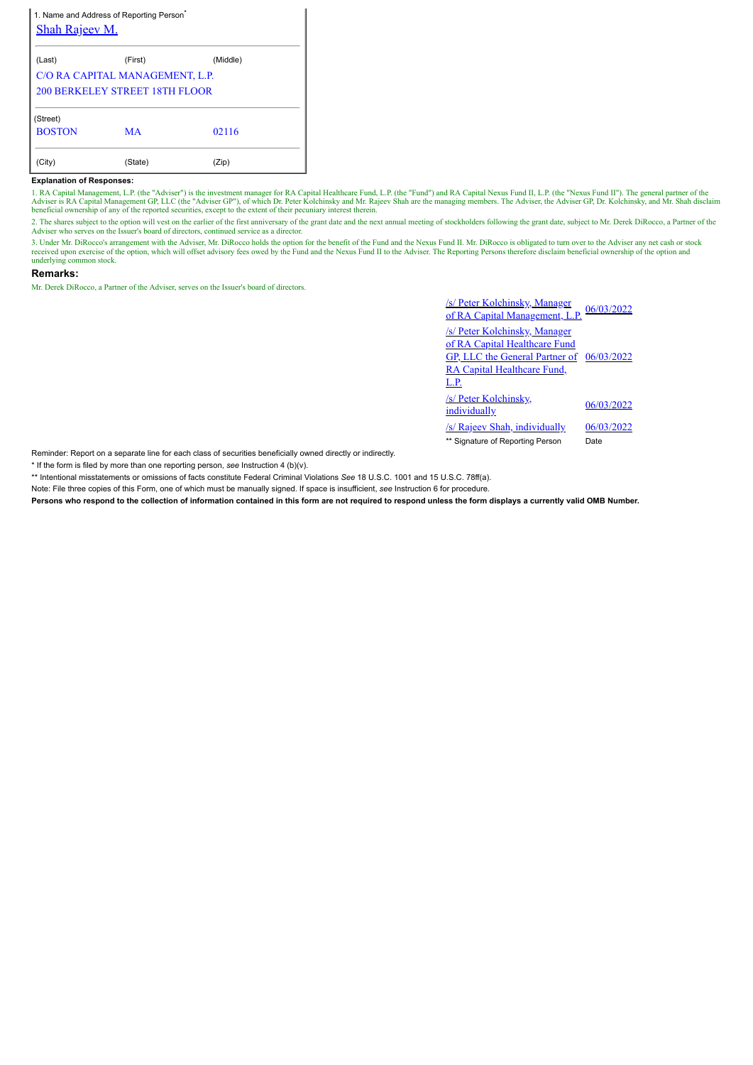| 1. Name and Address of Reporting Person* | | |
|---|---|---|
| Shah Rajeev M. | | |
| (Last) | (First) | (Middle) |
| C/O RA CAPITAL MANAGEMENT, L.P. | | |
| 200 BERKELEY STREET 18TH FLOOR | | |
| (Street) | | |
| BOSTON | MA | 02116 |
| (City) | (State) | (Zip) |

**Explanation of Responses:**

1. RA Capital Management, L.P. (the "Adviser") is the investment manager for RA Capital Healthcare Fund, L.P. (the "Fund") and RA Capital Nexus Fund II, L.P. (the "Nexus Fund II"). The general partner of the Adviser is RA Capital Management GP, LLC (the "Adviser GP"), of which Dr. Peter Kolchinsky and Mr. Rajeev Shah are the managing members. The Adviser, the Adviser GP, Dr. Kolchinsky, and Mr. Shah disclaim beneficial ownership of any of the reported securities, except to the extent of their pecuniary interest therein.

2. The shares subject to the option will vest on the earlier of the first anniversary of the grant date and the next annual meeting of stockholders following the grant date, subject to Mr. Derek DiRocco, a Partner of the Adviser who serves on the Issuer's board of directors, continued service as a director.

3. Under Mr. DiRocco's arrangement with the Adviser, Mr. DiRocco holds the option for the benefit of the Fund and the Nexus Fund II. Mr. DiRocco is obligated to turn over to the Adviser any net cash or stock received upon exercise of the option, which will offset advisory fees owed by the Fund and the Nexus Fund II to the Adviser. The Reporting Persons therefore disclaim beneficial ownership of the option and underlying common stock.

**Remarks:**

Mr. Derek DiRocco, a Partner of the Adviser, serves on the Issuer's board of directors.

| | |
|---|---|
| /s/ Peter Kolchinsky, Manager of RA Capital Management, L.P. | 06/03/2022 |
| /s/ Peter Kolchinsky, Manager of RA Capital Healthcare Fund GP, LLC the General Partner of RA Capital Healthcare Fund, L.P. | 06/03/2022 |
| /s/ Peter Kolchinsky, individually | 06/03/2022 |
| /s/ Rajeev Shah, individually | 06/03/2022 |
| ** Signature of Reporting Person | Date |

Reminder: Report on a separate line for each class of securities beneficially owned directly or indirectly.

\* If the form is filed by more than one reporting person, *see* Instruction 4 (b)(v).

** Intentional misstatements or omissions of facts constitute Federal Criminal Violations *See* 18 U.S.C. 1001 and 15 U.S.C. 78ff(a).

Note: File three copies of this Form, one of which must be manually signed. If space is insufficient, *see* Instruction 6 for procedure.

**Persons who respond to the collection of information contained in this form are not required to respond unless the form displays a currently valid OMB Number.**